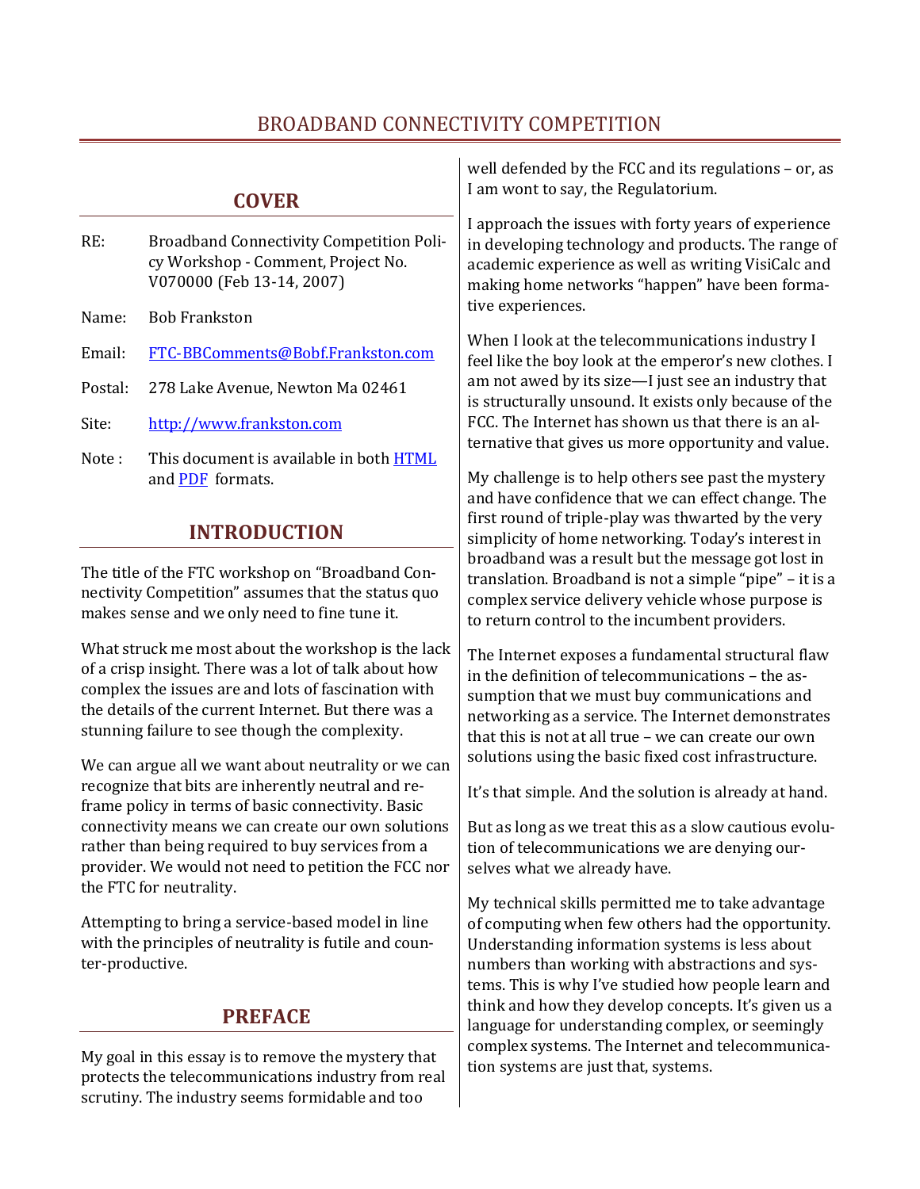# BROADBAND CONNECTIVITY COMPETITION

## COVER

RE: Broadband Connectivity Competition Policy Workshop - Comment, Project No. V070000 (Feb 13-14, 2007)

Name: Bob Frankston

Email: [FTC-BBComments@Bobf.Frankston.com](mailto:FTC-BBComments@Bobf.Frankston.com)

Postal: 278 Lake Avenue, Newton Ma 02461

Site: [http://www.frankston.com](http://www.frankston.com)

Note : This document is available in both HTML and PDF formats.

## INTRODUCTION

The title of the FTC workshop on "Broadband Connectivity Competition" assumes that the status quo makes sense and we only need to fine tune it.

What struck me most about the workshop is the lack of a crisp insight. There was a lot of talk about how complex the issues are and lots of fascination with the details of the current Internet. But there was a stunning failure to see though the complexity.

We can argue all we want about neutrality or we can recognize that bits are inherently neutral and reframe policy in terms of basic connectivity. Basic connectivity means we can create our own solutions rather than being required to buy services from a provider. We would not need to petition the FCC nor the FTC for neutrality.

Attempting to bring a service-based model in line with the principles of neutrality is futile and counter-productive.

## PREFACE

My goal in this essay is to remove the mystery that protects the telecommunications industry from real scrutiny. The industry seems formidable and too well defended by the FCC and its regulations – or, as I am wont to say, the Regulatorium.

I approach the issues with forty years of experience in developing technology and products. The range of academic experience as well as writing VisiCalc and making home networks "happen" have been formative experiences.

When I look at the telecommunications industry I feel like the boy look at the emperor's new clothes. I am not awed by its size—I just see an industry that is structurally unsound. It exists only because of the FCC. The Internet has shown us that there is an alternative that gives us more opportunity and value.

My challenge is to help others see past the mystery and have confidence that we can effect change. The first round of triple-play was thwarted by the very simplicity of home networking. Today's interest in broadband was a result but the message got lost in translation. Broadband is not a simple "pipe" – it is a complex service delivery vehicle whose purpose is to return control to the incumbent providers.

The Internet exposes a fundamental structural flaw in the definition of telecommunications – the assumption that we must buy communications and networking as a service. The Internet demonstrates that this is not at all true – we can create our own solutions using the basic fixed cost infrastructure.

It's that simple. And the solution is already at hand.

But as long as we treat this as a slow cautious evolution of telecommunications we are denying ourselves what we already have.

My technical skills permitted me to take advantage of computing when few others had the opportunity. Understanding information systems is less about numbers than working with abstractions and systems. This is why I've studied how people learn and think and how they develop concepts. It's given us a language for understanding complex, or seemingly complex systems. The Internet and telecommunication systems are just that, systems.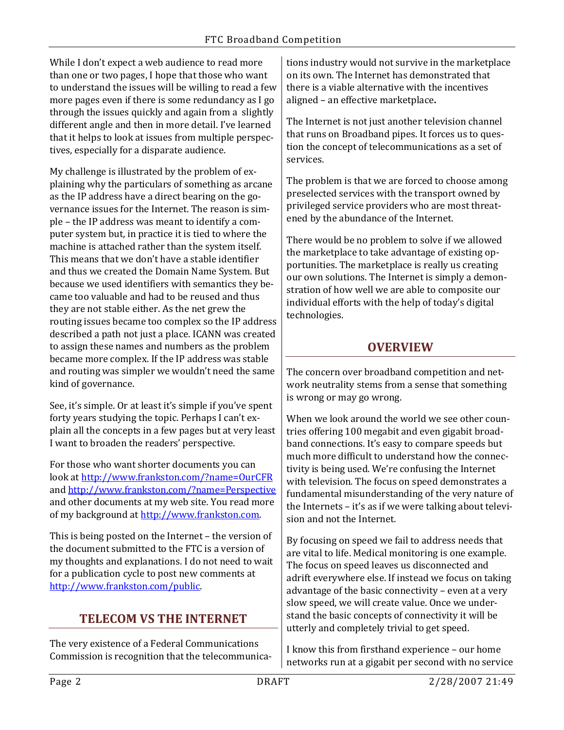While I don't expect a web audience to read more than one or two pages, I hope that those who want to understand the issues will be willing to read a few more pages even if there is some redundancy as I go through the issues quickly and again from a slightly different angle and then in more detail. I've learned that it helps to look at issues from multiple perspectives, especially for a disparate audience.

My challenge is illustrated by the problem of explaining why the particulars of something as arcane as the IP address have a direct bearing on the governance issues for the Internet. The reason is simple – the IP address was meant to identify a computer system but, in practice it is tied to where the machine is attached rather than the system itself. This means that we don't have a stable identifier and thus we created the Domain Name System. But because we used identifiers with semantics they became too valuable and had to be reused and thus they are not stable either. As the net grew the routing issues became too complex so the IP address described a path not just a place. ICANN was created to assign these names and numbers as the problem became more complex. If the IP address was stable and routing was simpler we wouldn't need the same kind of governance.

See, it's simple. Or at least it's simple if you've spent forty years studying the topic. Perhaps I can't explain all the concepts in a few pages but at very least I want to broaden the readers' perspective.

For those who want shorter documents you can look at [http://www.frankston.com/?name=OurCFR](http://www.frankston.com/?name=OurCFR) and [http://www.frankston.com/?name=Perspective](http://www.frankston.com/?name=Perspective) and other documents at my web site. You read more of my background at [http://www.frankston.com](http://www.frankston.com).

This is being posted on the Internet – the version of the document submitted to the FTC is a version of my thoughts and explanations. I do not need to wait for a publication cycle to post new comments at [http://www.frankston.com/public](http://www.frankston.com/public).

## TELECOM VS THE INTERNET

The very existence of a Federal Communications Commission is recognition that the telecommunications industry would not survive in the marketplace on its own. The Internet has demonstrated that there is a viable alternative with the incentives aligned – an effective marketplace.

The Internet is not just another television channel that runs on Broadband pipes. It forces us to question the concept of telecommunications as a set of services.

The problem is that we are forced to choose among preselected services with the transport owned by privileged service providers who are most threatened by the abundance of the Internet.

There would be no problem to solve if we allowed the marketplace to take advantage of existing opportunities. The marketplace is really us creating our own solutions. The Internet is simply a demonstration of how well we are able to composite our individual efforts with the help of today's digital technologies.

## OVERVIEW

The concern over broadband competition and network neutrality stems from a sense that something is wrong or may go wrong.

When we look around the world we see other countries offering 100 megabit and even gigabit broadband connections. It's easy to compare speeds but much more difficult to understand how the connectivity is being used. We're confusing the Internet with television. The focus on speed demonstrates a fundamental misunderstanding of the very nature of the Internets – it's as if we were talking about television and not the Internet.

By focusing on speed we fail to address needs that are vital to life. Medical monitoring is one example. The focus on speed leaves us disconnected and adrift everywhere else. If instead we focus on taking advantage of the basic connectivity – even at a very slow speed, we will create value. Once we understand the basic concepts of connectivity it will be utterly and completely trivial to get speed.

I know this from firsthand experience – our home networks run at a gigabit per second with no service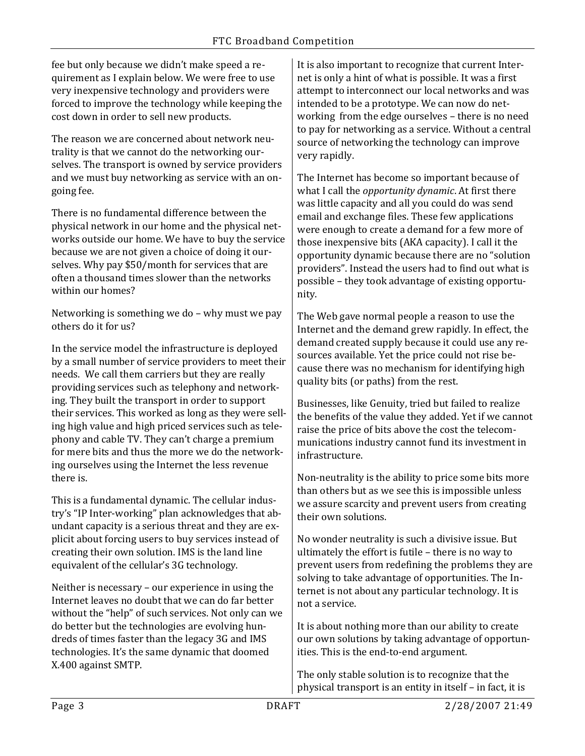fee but only because we didn't make speed a requirement as I explain below. We were free to use very inexpensive technology and providers were forced to improve the technology while keeping the cost down in order to sell new products.

The reason we are concerned about network neutrality is that we cannot do the networking ourselves. The transport is owned by service providers and we must buy networking as service with an ongoing fee.

There is no fundamental difference between the physical network in our home and the physical networks outside our home. We have to buy the service because we are not given a choice of doing it ourselves. Why pay $50/month for services that are often a thousand times slower than the networks within our homes?

Networking is something we do – why must we pay others do it for us?

In the service model the infrastructure is deployed by a small number of service providers to meet their needs. We call them carriers but they are really providing services such as telephony and networking. They built the transport in order to support their services. This worked as long as they were selling high value and high priced services such as telephony and cable TV. They can't charge a premium for mere bits and thus the more we do the networking ourselves using the Internet the less revenue there is.

This is a fundamental dynamic. The cellular industry's "IP Inter-working" plan acknowledges that abundant capacity is a serious threat and they are explicit about forcing users to buy services instead of creating their own solution. IMS is the land line equivalent of the cellular's 3G technology.

Neither is necessary – our experience in using the Internet leaves no doubt that we can do far better without the "help" of such services. Not only can we do better but the technologies are evolving hundreds of times faster than the legacy 3G and IMS technologies. It's the same dynamic that doomed X.400 against SMTP.

It is also important to recognize that current Internet is only a hint of what is possible. It was a first attempt to interconnect our local networks and was intended to be a prototype. We can now do networking from the edge ourselves – there is no need to pay for networking as a service. Without a central source of networking the technology can improve very rapidly.

The Internet has become so important because of what I call the *opportunity dynamic*. At first there was little capacity and all you could do was send email and exchange files. These few applications were enough to create a demand for a few more of those inexpensive bits (AKA capacity). I call it the opportunity dynamic because there are no "solution providers". Instead the users had to find out what is possible – they took advantage of existing opportunity.

The Web gave normal people a reason to use the Internet and the demand grew rapidly. In effect, the demand created supply because it could use any resources available. Yet the price could not rise because there was no mechanism for identifying high quality bits (or paths) from the rest.

Businesses, like Genuity, tried but failed to realize the benefits of the value they added. Yet if we cannot raise the price of bits above the cost the telecommunications industry cannot fund its investment in infrastructure.

Non-neutrality is the ability to price some bits more than others but as we see this is impossible unless we assure scarcity and prevent users from creating their own solutions.

No wonder neutrality is such a divisive issue. But ultimately the effort is futile – there is no way to prevent users from redefining the problems they are solving to take advantage of opportunities. The Internet is not about any particular technology. It is not a service.

It is about nothing more than our ability to create our own solutions by taking advantage of opportunities. This is the end-to-end argument.

The only stable solution is to recognize that the physical transport is an entity in itself – in fact, it is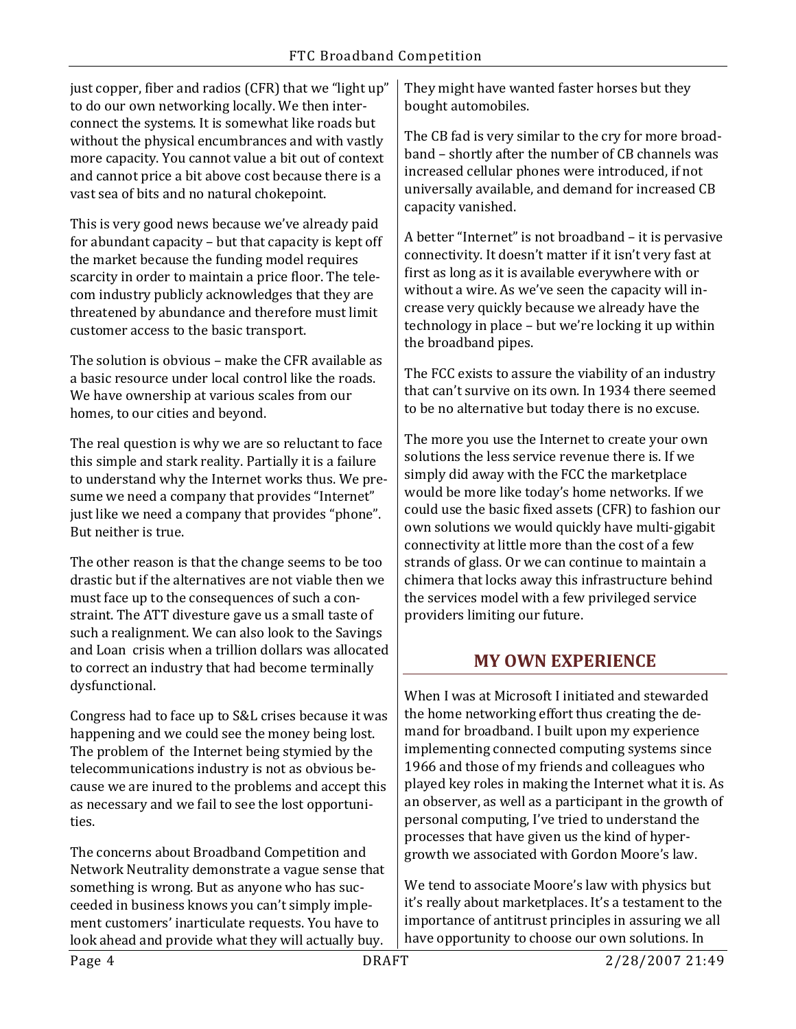just copper, fiber and radios (CFR) that we "light up" to do our own networking locally. We then interconnect the systems. It is somewhat like roads but without the physical encumbrances and with vastly more capacity. You cannot value a bit out of context and cannot price a bit above cost because there is a vast sea of bits and no natural chokepoint.

This is very good news because we've already paid for abundant capacity – but that capacity is kept off the market because the funding model requires scarcity in order to maintain a price floor. The telecom industry publicly acknowledges that they are threatened by abundance and therefore must limit customer access to the basic transport.

The solution is obvious – make the CFR available as a basic resource under local control like the roads. We have ownership at various scales from our homes, to our cities and beyond.

The real question is why we are so reluctant to face this simple and stark reality. Partially it is a failure to understand why the Internet works thus. We presume we need a company that provides "Internet" just like we need a company that provides "phone". But neither is true.

The other reason is that the change seems to be too drastic but if the alternatives are not viable then we must face up to the consequences of such a constraint. The ATT divesture gave us a small taste of such a realignment. We can also look to the Savings and Loan crisis when a trillion dollars was allocated to correct an industry that had become terminally dysfunctional.

Congress had to face up to S&L crises because it was happening and we could see the money being lost. The problem of the Internet being stymied by the telecommunications industry is not as obvious because we are inured to the problems and accept this as necessary and we fail to see the lost opportunities.

The concerns about Broadband Competition and Network Neutrality demonstrate a vague sense that something is wrong. But as anyone who has succeeded in business knows you can't simply implement customers' inarticulate requests. You have to look ahead and provide what they will actually buy. They might have wanted faster horses but they bought automobiles.

The CB fad is very similar to the cry for more broadband – shortly after the number of CB channels was increased cellular phones were introduced, if not universally available, and demand for increased CB capacity vanished.

A better "Internet" is not broadband – it is pervasive connectivity. It doesn't matter if it isn't very fast at first as long as it is available everywhere with or without a wire. As we've seen the capacity will increase very quickly because we already have the technology in place – but we're locking it up within the broadband pipes.

The FCC exists to assure the viability of an industry that can't survive on its own. In 1934 there seemed to be no alternative but today there is no excuse.

The more you use the Internet to create your own solutions the less service revenue there is. If we simply did away with the FCC the marketplace would be more like today's home networks. If we could use the basic fixed assets (CFR) to fashion our own solutions we would quickly have multi-gigabit connectivity at little more than the cost of a few strands of glass. Or we can continue to maintain a chimera that locks away this infrastructure behind the services model with a few privileged service providers limiting our future.

## MY OWN EXPERIENCE

When I was at Microsoft I initiated and stewarded the home networking effort thus creating the demand for broadband. I built upon my experience implementing connected computing systems since 1966 and those of my friends and colleagues who played key roles in making the Internet what it is. As an observer, as well as a participant in the growth of personal computing, I've tried to understand the processes that have given us the kind of hypergrowth we associated with Gordon Moore's law.

We tend to associate Moore's law with physics but it's really about marketplaces. It's a testament to the importance of antitrust principles in assuring we all have opportunity to choose our own solutions. In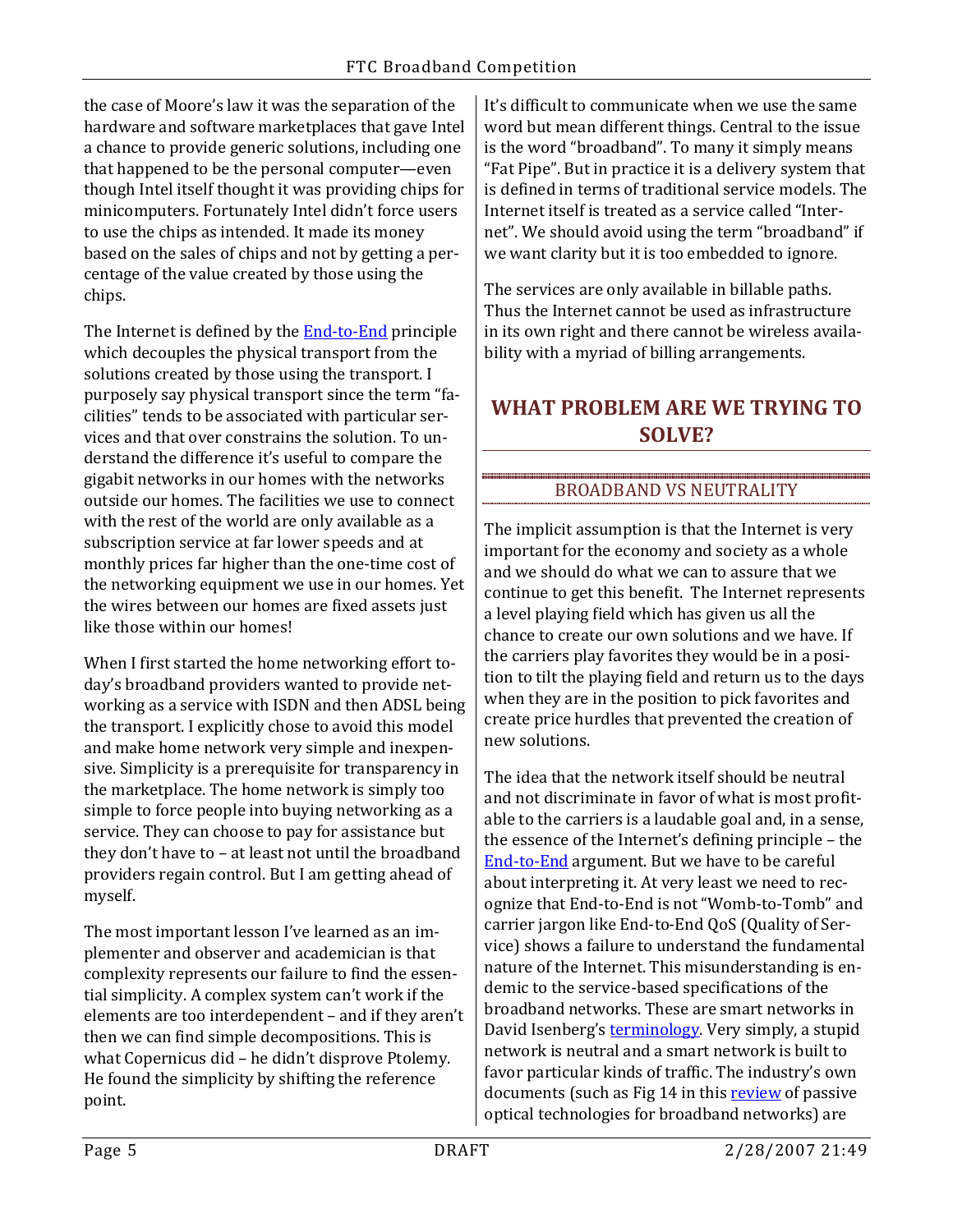the case of Moore's law it was the separation of the hardware and software marketplaces that gave Intel a chance to provide generic solutions, including one that happened to be the personal computer—even though Intel itself thought it was providing chips for minicomputers. Fortunately Intel didn't force users to use the chips as intended. It made its money based on the sales of chips and not by getting a percentage of the value created by those using the chips.

The Internet is defined by the End-to-End principle which decouples the physical transport from the solutions created by those using the transport. I purposely say physical transport since the term "facilities" tends to be associated with particular services and that over constrains the solution. To understand the difference it's useful to compare the gigabit networks in our homes with the networks outside our homes. The facilities we use to connect with the rest of the world are only available as a subscription service at far lower speeds and at monthly prices far higher than the one-time cost of the networking equipment we use in our homes. Yet the wires between our homes are fixed assets just like those within our homes!

When I first started the home networking effort today's broadband providers wanted to provide networking as a service with ISDN and then ADSL being the transport. I explicitly chose to avoid this model and make home network very simple and inexpensive. Simplicity is a prerequisite for transparency in the marketplace. The home network is simply too simple to force people into buying networking as a service. They can choose to pay for assistance but they don't have to – at least not until the broadband providers regain control. But I am getting ahead of myself.

The most important lesson I've learned as an implementer and observer and academician is that complexity represents our failure to find the essential simplicity. A complex system can't work if the elements are too interdependent – and if they aren't then we can find simple decompositions. This is what Copernicus did – he didn't disprove Ptolemy. He found the simplicity by shifting the reference point.

It's difficult to communicate when we use the same word but mean different things. Central to the issue is the word "broadband". To many it simply means "Fat Pipe". But in practice it is a delivery system that is defined in terms of traditional service models. The Internet itself is treated as a service called "Internet". We should avoid using the term "broadband" if we want clarity but it is too embedded to ignore.

The services are only available in billable paths. Thus the Internet cannot be used as infrastructure in its own right and there cannot be wireless availability with a myriad of billing arrangements.

# WHAT PROBLEM ARE WE TRYING TO SOLVE?

## BROADBAND VS NEUTRALITY

The implicit assumption is that the Internet is very important for the economy and society as a whole and we should do what we can to assure that we continue to get this benefit. The Internet represents a level playing field which has given us all the chance to create our own solutions and we have. If the carriers play favorites they would be in a position to tilt the playing field and return us to the days when they are in the position to pick favorites and create price hurdles that prevented the creation of new solutions.

The idea that the network itself should be neutral and not discriminate in favor of what is most profitable to the carriers is a laudable goal and, in a sense, the essence of the Internet's defining principle – the End-to-End argument. But we have to be careful about interpreting it. At very least we need to recognize that End-to-End is not "Womb-to-Tomb" and carrier jargon like End-to-End QoS (Quality of Service) shows a failure to understand the fundamental nature of the Internet. This misunderstanding is endemic to the service-based specifications of the broadband networks. These are smart networks in David Isenberg's terminology. Very simply, a stupid network is neutral and a smart network is built to favor particular kinds of traffic. The industry's own documents (such as Fig 14 in this review of passive optical technologies for broadband networks) are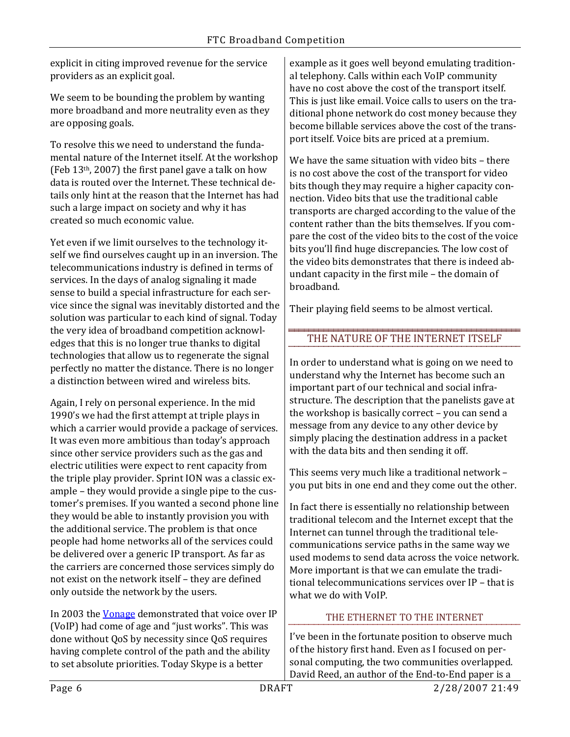explicit in citing improved revenue for the service providers as an explicit goal.

We seem to be bounding the problem by wanting more broadband and more neutrality even as they are opposing goals.

To resolve this we need to understand the fundamental nature of the Internet itself. At the workshop (Feb 13th, 2007) the first panel gave a talk on how data is routed over the Internet. These technical details only hint at the reason that the Internet has had such a large impact on society and why it has created so much economic value.

Yet even if we limit ourselves to the technology itself we find ourselves caught up in an inversion. The telecommunications industry is defined in terms of services. In the days of analog signaling it made sense to build a special infrastructure for each service since the signal was inevitably distorted and the solution was particular to each kind of signal. Today the very idea of broadband competition acknowledges that this is no longer true thanks to digital technologies that allow us to regenerate the signal perfectly no matter the distance. There is no longer a distinction between wired and wireless bits.

Again, I rely on personal experience. In the mid 1990's we had the first attempt at triple plays in which a carrier would provide a package of services. It was even more ambitious than today's approach since other service providers such as the gas and electric utilities were expect to rent capacity from the triple play provider. Sprint ION was a classic example – they would provide a single pipe to the customer's premises. If you wanted a second phone line they would be able to instantly provision you with the additional service. The problem is that once people had home networks all of the services could be delivered over a generic IP transport. As far as the carriers are concerned those services simply do not exist on the network itself – they are defined only outside the network by the users.

In 2003 the [Vonage](Vonage) demonstrated that voice over IP (VoIP) had come of age and "just works". This was done without QoS by necessity since QoS requires having complete control of the path and the ability to set absolute priorities. Today Skype is a better example as it goes well beyond emulating traditional telephony. Calls within each VoIP community have no cost above the cost of the transport itself. This is just like email. Voice calls to users on the traditional phone network do cost money because they become billable services above the cost of the transport itself. Voice bits are priced at a premium.

We have the same situation with video bits – there is no cost above the cost of the transport for video bits though they may require a higher capacity connection. Video bits that use the traditional cable transports are charged according to the value of the content rather than the bits themselves. If you compare the cost of the video bits to the cost of the voice bits you'll find huge discrepancies. The low cost of the video bits demonstrates that there is indeed abundant capacity in the first mile – the domain of broadband.

Their playing field seems to be almost vertical.

## THE NATURE OF THE INTERNET ITSELF

In order to understand what is going on we need to understand why the Internet has become such an important part of our technical and social infrastructure. The description that the panelists gave at the workshop is basically correct – you can send a message from any device to any other device by simply placing the destination address in a packet with the data bits and then sending it off.

This seems very much like a traditional network – you put bits in one end and they come out the other.

In fact there is essentially no relationship between traditional telecom and the Internet except that the Internet can tunnel through the traditional telecommunications service paths in the same way we used modems to send data across the voice network. More important is that we can emulate the traditional telecommunications services over IP – that is what we do with VoIP.

### THE ETHERNET TO THE INTERNET

I've been in the fortunate position to observe much of the history first hand. Even as I focused on personal computing, the two communities overlapped. David Reed, an author of the End-to-End paper is a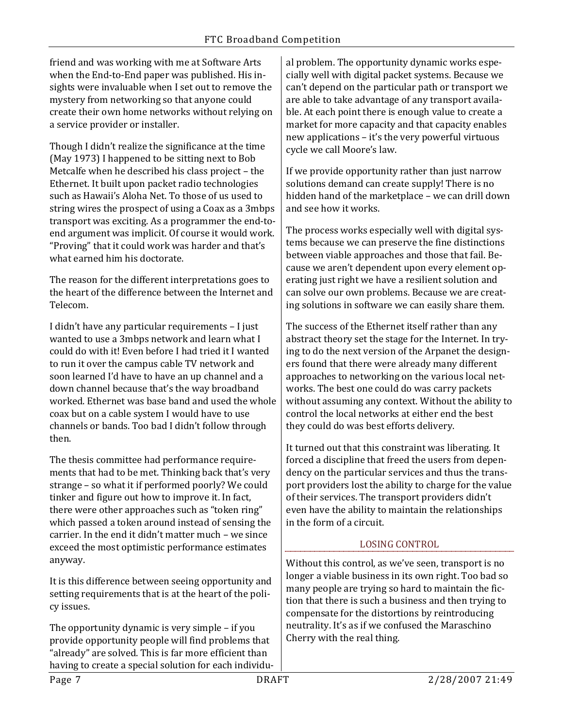friend and was working with me at Software Arts when the End-to-End paper was published. His insights were invaluable when I set out to remove the mystery from networking so that anyone could create their own home networks without relying on a service provider or installer.

Though I didn't realize the significance at the time (May 1973) I happened to be sitting next to Bob Metcalfe when he described his class project – the Ethernet. It built upon packet radio technologies such as Hawaii's Aloha Net. To those of us used to string wires the prospect of using a Coax as a 3mbps transport was exciting. As a programmer the end-to-end argument was implicit. Of course it would work. "Proving" that it could work was harder and that's what earned him his doctorate.

The reason for the different interpretations goes to the heart of the difference between the Internet and Telecom.

I didn't have any particular requirements – I just wanted to use a 3mbps network and learn what I could do with it! Even before I had tried it I wanted to run it over the campus cable TV network and soon learned I'd have to have an up channel and a down channel because that's the way broadband worked. Ethernet was base band and used the whole coax but on a cable system I would have to use channels or bands. Too bad I didn't follow through then.

The thesis committee had performance requirements that had to be met. Thinking back that's very strange – so what it if performed poorly? We could tinker and figure out how to improve it. In fact, there were other approaches such as "token ring" which passed a token around instead of sensing the carrier. In the end it didn't matter much – we since exceed the most optimistic performance estimates anyway.

It is this difference between seeing opportunity and setting requirements that is at the heart of the policy issues.

The opportunity dynamic is very simple – if you provide opportunity people will find problems that "already" are solved. This is far more efficient than having to create a special solution for each individual problem. The opportunity dynamic works especially well with digital packet systems. Because we can't depend on the particular path or transport we are able to take advantage of any transport available. At each point there is enough value to create a market for more capacity and that capacity enables new applications – it's the very powerful virtuous cycle we call Moore's law.

If we provide opportunity rather than just narrow solutions demand can create supply! There is no hidden hand of the marketplace – we can drill down and see how it works.

The process works especially well with digital systems because we can preserve the fine distinctions between viable approaches and those that fail. Because we aren't dependent upon every element operating just right we have a resilient solution and can solve our own problems. Because we are creating solutions in software we can easily share them.

The success of the Ethernet itself rather than any abstract theory set the stage for the Internet. In trying to do the next version of the Arpanet the designers found that there were already many different approaches to networking on the various local networks. The best one could do was carry packets without assuming any context. Without the ability to control the local networks at either end the best they could do was best efforts delivery.

It turned out that this constraint was liberating. It forced a discipline that freed the users from dependency on the particular services and thus the transport providers lost the ability to charge for the value of their services. The transport providers didn't even have the ability to maintain the relationships in the form of a circuit.

## LOSING CONTROL

Without this control, as we've seen, transport is no longer a viable business in its own right. Too bad so many people are trying so hard to maintain the fiction that there is such a business and then trying to compensate for the distortions by reintroducing neutrality. It's as if we confused the Maraschino Cherry with the real thing.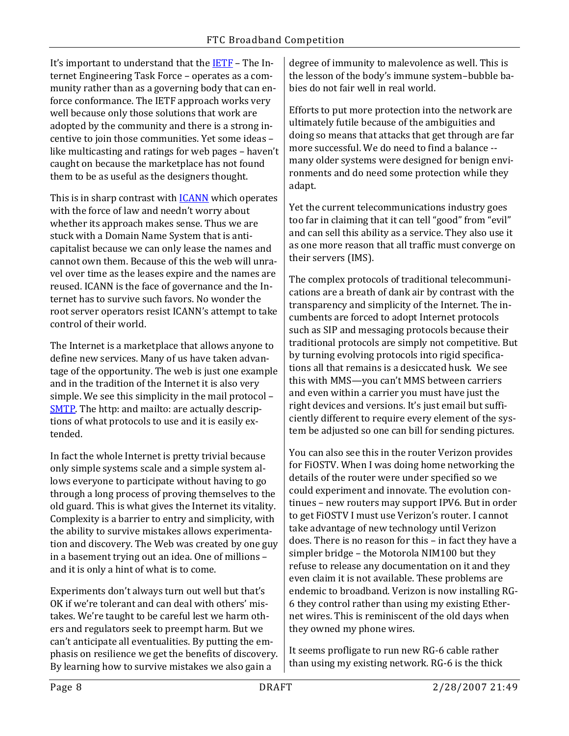It's important to understand that the [IETF](#) – The Internet Engineering Task Force – operates as a community rather than as a governing body that can enforce conformance. The IETF approach works very well because only those solutions that work are adopted by the community and there is a strong incentive to join those communities. Yet some ideas – like multicasting and ratings for web pages – haven't caught on because the marketplace has not found them to be as useful as the designers thought.

This is in sharp contrast with [ICANN](#) which operates with the force of law and needn't worry about whether its approach makes sense. Thus we are stuck with a Domain Name System that is anti-capitalist because we can only lease the names and cannot own them. Because of this the web will unravel over time as the leases expire and the names are reused. ICANN is the face of governance and the Internet has to survive such favors. No wonder the root server operators resist ICANN's attempt to take control of their world.

The Internet is a marketplace that allows anyone to define new services. Many of us have taken advantage of the opportunity. The web is just one example and in the tradition of the Internet it is also very simple. We see this simplicity in the mail protocol – [SMTP](#). The http: and mailto: are actually descriptions of what protocols to use and it is easily extended.

In fact the whole Internet is pretty trivial because only simple systems scale and a simple system allows everyone to participate without having to go through a long process of proving themselves to the old guard. This is what gives the Internet its vitality. Complexity is a barrier to entry and simplicity, with the ability to survive mistakes allows experimentation and discovery. The Web was created by one guy in a basement trying out an idea. One of millions – and it is only a hint of what is to come.

Experiments don't always turn out well but that's OK if we're tolerant and can deal with others' mistakes. We're taught to be careful lest we harm others and regulators seek to preempt harm. But we can't anticipate all eventualities. By putting the emphasis on resilience we get the benefits of discovery. By learning how to survive mistakes we also gain a degree of immunity to malevolence as well. This is the lesson of the body's immune system–bubble babies do not fair well in real world.

Efforts to put more protection into the network are ultimately futile because of the ambiguities and doing so means that attacks that get through are far more successful. We do need to find a balance -- many older systems were designed for benign environments and do need some protection while they adapt.

Yet the current telecommunications industry goes too far in claiming that it can tell "good" from "evil" and can sell this ability as a service. They also use it as one more reason that all traffic must converge on their servers (IMS).

The complex protocols of traditional telecommunications are a breath of dank air by contrast with the transparency and simplicity of the Internet. The incumbents are forced to adopt Internet protocols such as SIP and messaging protocols because their traditional protocols are simply not competitive. But by turning evolving protocols into rigid specifications all that remains is a desiccated husk. We see this with MMS—you can't MMS between carriers and even within a carrier you must have just the right devices and versions. It's just email but sufficiently different to require every element of the system be adjusted so one can bill for sending pictures.

You can also see this in the router Verizon provides for FiOSTV. When I was doing home networking the details of the router were under specified so we could experiment and innovate. The evolution continues – new routers may support IPV6. But in order to get FiOSTV I must use Verizon's router. I cannot take advantage of new technology until Verizon does. There is no reason for this – in fact they have a simpler bridge – the Motorola NIM100 but they refuse to release any documentation on it and they even claim it is not available. These problems are endemic to broadband. Verizon is now installing RG-6 they control rather than using my existing Ethernet wires. This is reminiscent of the old days when they owned my phone wires.

It seems profligate to run new RG-6 cable rather than using my existing network. RG-6 is the thick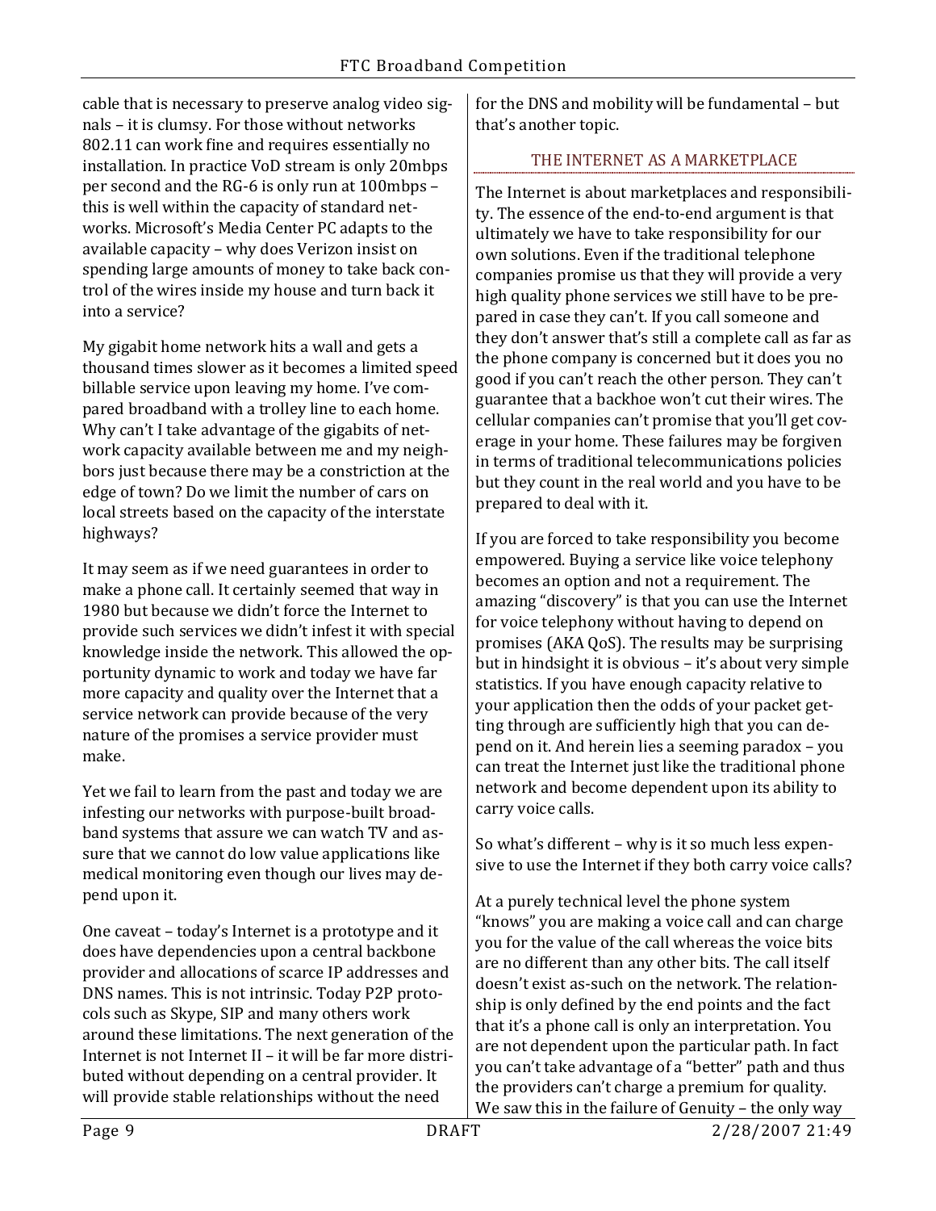cable that is necessary to preserve analog video signals – it is clumsy. For those without networks 802.11 can work fine and requires essentially no installation. In practice VoD stream is only 20mbps per second and the RG-6 is only run at 100mbps – this is well within the capacity of standard networks. Microsoft's Media Center PC adapts to the available capacity – why does Verizon insist on spending large amounts of money to take back control of the wires inside my house and turn back it into a service?

My gigabit home network hits a wall and gets a thousand times slower as it becomes a limited speed billable service upon leaving my home. I've compared broadband with a trolley line to each home. Why can't I take advantage of the gigabits of network capacity available between me and my neighbors just because there may be a constriction at the edge of town? Do we limit the number of cars on local streets based on the capacity of the interstate highways?

It may seem as if we need guarantees in order to make a phone call. It certainly seemed that way in 1980 but because we didn't force the Internet to provide such services we didn't infest it with special knowledge inside the network. This allowed the opportunity dynamic to work and today we have far more capacity and quality over the Internet that a service network can provide because of the very nature of the promises a service provider must make.

Yet we fail to learn from the past and today we are infesting our networks with purpose-built broadband systems that assure we can watch TV and assure that we cannot do low value applications like medical monitoring even though our lives may depend upon it.

One caveat – today's Internet is a prototype and it does have dependencies upon a central backbone provider and allocations of scarce IP addresses and DNS names. This is not intrinsic. Today P2P protocols such as Skype, SIP and many others work around these limitations. The next generation of the Internet is not Internet II – it will be far more distributed without depending on a central provider. It will provide stable relationships without the need for the DNS and mobility will be fundamental – but that's another topic.

## THE INTERNET AS A MARKETPLACE

The Internet is about marketplaces and responsibility. The essence of the end-to-end argument is that ultimately we have to take responsibility for our own solutions. Even if the traditional telephone companies promise us that they will provide a very high quality phone services we still have to be prepared in case they can't. If you call someone and they don't answer that's still a complete call as far as the phone company is concerned but it does you no good if you can't reach the other person. They can't guarantee that a backhoe won't cut their wires. The cellular companies can't promise that you'll get coverage in your home. These failures may be forgiven in terms of traditional telecommunications policies but they count in the real world and you have to be prepared to deal with it.

If you are forced to take responsibility you become empowered. Buying a service like voice telephony becomes an option and not a requirement. The amazing "discovery" is that you can use the Internet for voice telephony without having to depend on promises (AKA QoS). The results may be surprising but in hindsight it is obvious – it's about very simple statistics. If you have enough capacity relative to your application then the odds of your packet getting through are sufficiently high that you can depend on it. And herein lies a seeming paradox – you can treat the Internet just like the traditional phone network and become dependent upon its ability to carry voice calls.

So what's different – why is it so much less expensive to use the Internet if they both carry voice calls?

At a purely technical level the phone system "knows" you are making a voice call and can charge you for the value of the call whereas the voice bits are no different than any other bits. The call itself doesn't exist as-such on the network. The relationship is only defined by the end points and the fact that it's a phone call is only an interpretation. You are not dependent upon the particular path. In fact you can't take advantage of a "better" path and thus the providers can't charge a premium for quality. We saw this in the failure of Genuity – the only way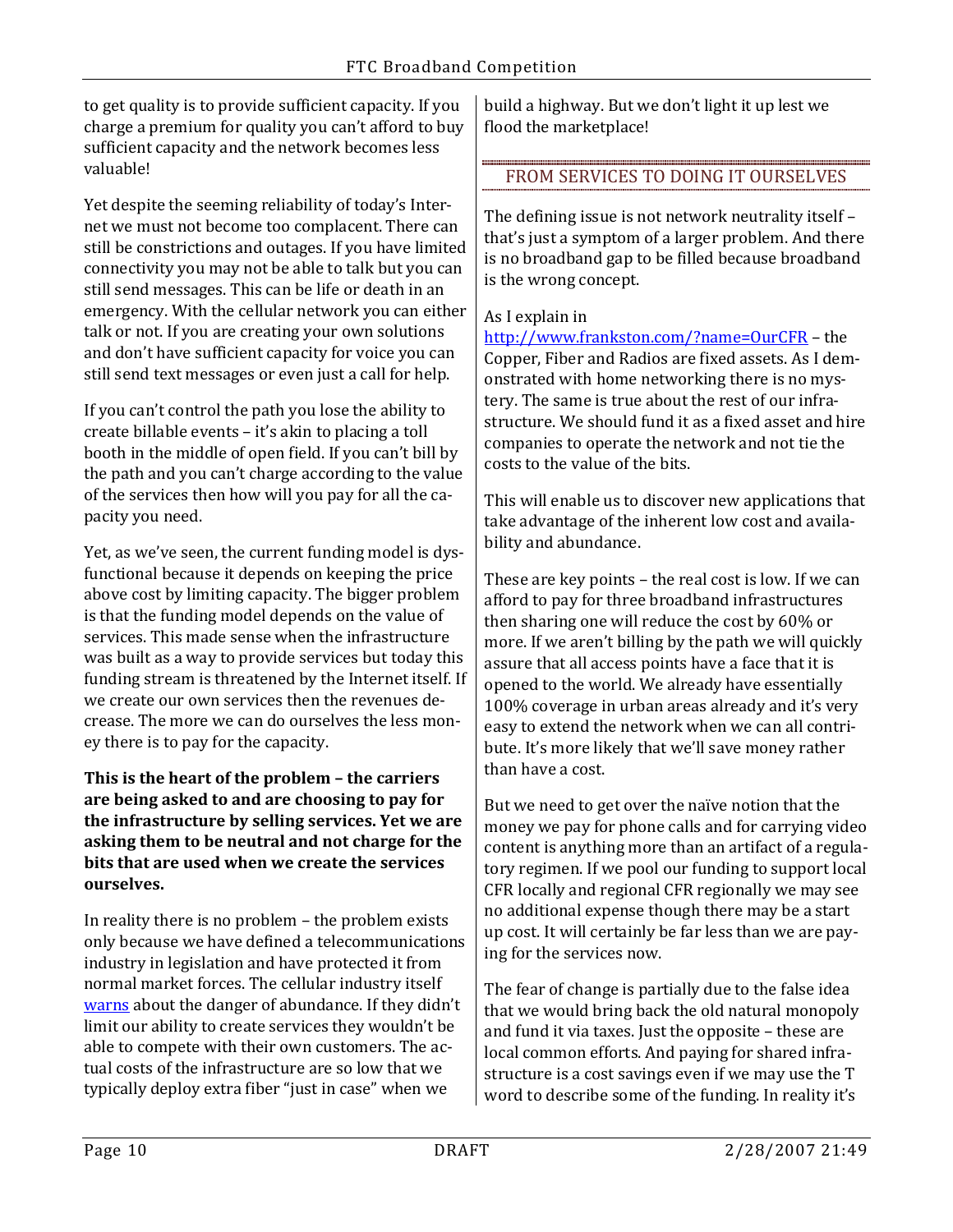to get quality is to provide sufficient capacity. If you charge a premium for quality you can't afford to buy sufficient capacity and the network becomes less valuable!

Yet despite the seeming reliability of today's Internet we must not become too complacent. There can still be constrictions and outages. If you have limited connectivity you may not be able to talk but you can still send messages. This can be life or death in an emergency. With the cellular network you can either talk or not. If you are creating your own solutions and don't have sufficient capacity for voice you can still send text messages or even just a call for help.

If you can't control the path you lose the ability to create billable events – it's akin to placing a toll booth in the middle of open field. If you can't bill by the path and you can't charge according to the value of the services then how will you pay for all the capacity you need.

Yet, as we've seen, the current funding model is dysfunctional because it depends on keeping the price above cost by limiting capacity. The bigger problem is that the funding model depends on the value of services. This made sense when the infrastructure was built as a way to provide services but today this funding stream is threatened by the Internet itself. If we create our own services then the revenues decrease. The more we can do ourselves the less money there is to pay for the capacity.

**This is the heart of the problem – the carriers are being asked to and are choosing to pay for the infrastructure by selling services. Yet we are asking them to be neutral and not charge for the bits that are used when we create the services ourselves.**

In reality there is no problem – the problem exists only because we have defined a telecommunications industry in legislation and have protected it from normal market forces. The cellular industry itself [warns](#) about the danger of abundance. If they didn't limit our ability to create services they wouldn't be able to compete with their own customers. The actual costs of the infrastructure are so low that we typically deploy extra fiber "just in case" when we build a highway. But we don't light it up lest we flood the marketplace!

## FROM SERVICES TO DOING IT OURSELVES

The defining issue is not network neutrality itself – that's just a symptom of a larger problem. And there is no broadband gap to be filled because broadband is the wrong concept.

As I explain in http://www.frankston.com/?name=OurCFR – the Copper, Fiber and Radios are fixed assets. As I demonstrated with home networking there is no mystery. The same is true about the rest of our infrastructure. We should fund it as a fixed asset and hire companies to operate the network and not tie the costs to the value of the bits.

This will enable us to discover new applications that take advantage of the inherent low cost and availability and abundance.

These are key points – the real cost is low. If we can afford to pay for three broadband infrastructures then sharing one will reduce the cost by 60% or more. If we aren't billing by the path we will quickly assure that all access points have a face that it is opened to the world. We already have essentially 100% coverage in urban areas already and it's very easy to extend the network when we can all contribute. It's more likely that we'll save money rather than have a cost.

But we need to get over the naïve notion that the money we pay for phone calls and for carrying video content is anything more than an artifact of a regulatory regimen. If we pool our funding to support local CFR locally and regional CFR regionally we may see no additional expense though there may be a start up cost. It will certainly be far less than we are paying for the services now.

The fear of change is partially due to the false idea that we would bring back the old natural monopoly and fund it via taxes. Just the opposite – these are local common efforts. And paying for shared infrastructure is a cost savings even if we may use the T word to describe some of the funding. In reality it's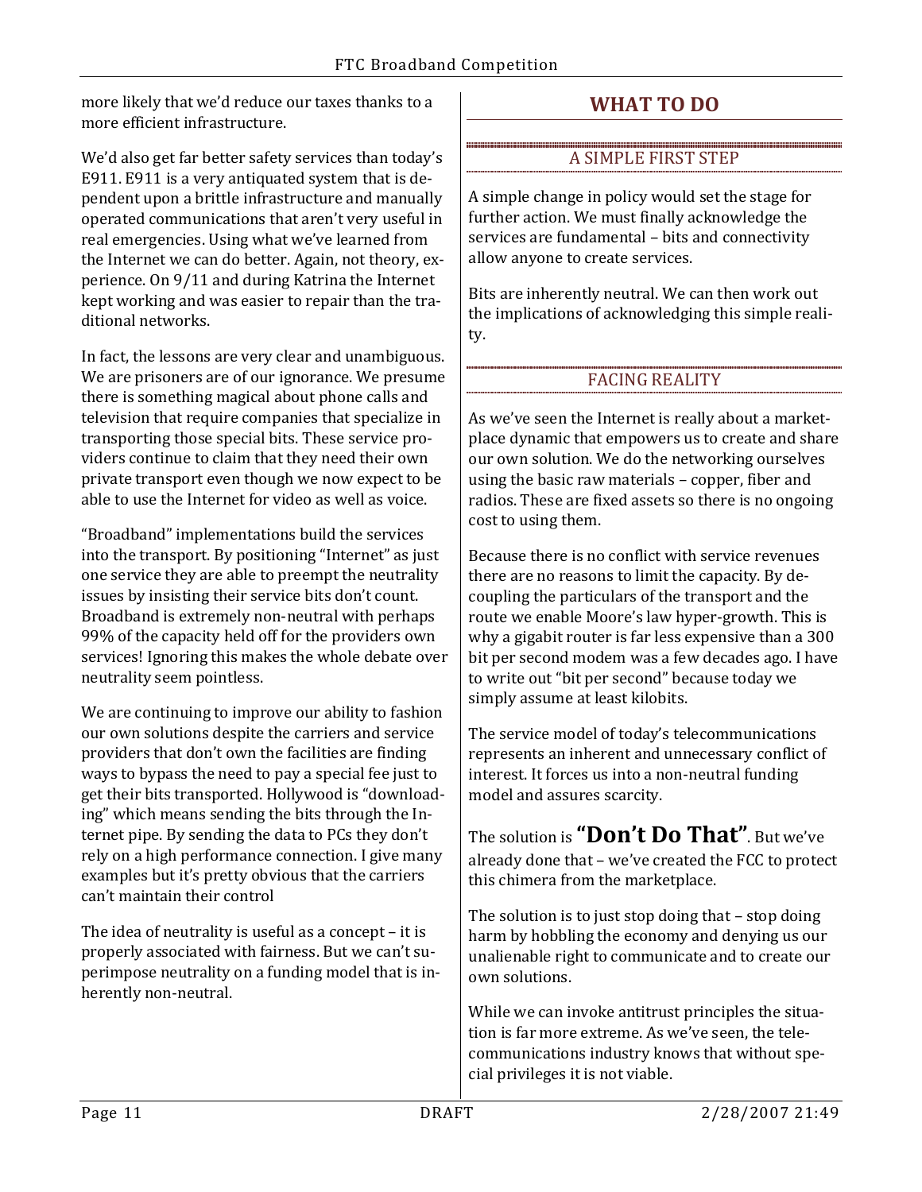more likely that we'd reduce our taxes thanks to a more efficient infrastructure.

We'd also get far better safety services than today's E911. E911 is a very antiquated system that is dependent upon a brittle infrastructure and manually operated communications that aren't very useful in real emergencies. Using what we've learned from the Internet we can do better. Again, not theory, experience. On 9/11 and during Katrina the Internet kept working and was easier to repair than the traditional networks.

In fact, the lessons are very clear and unambiguous. We are prisoners are of our ignorance. We presume there is something magical about phone calls and television that require companies that specialize in transporting those special bits. These service providers continue to claim that they need their own private transport even though we now expect to be able to use the Internet for video as well as voice.

"Broadband" implementations build the services into the transport. By positioning "Internet" as just one service they are able to preempt the neutrality issues by insisting their service bits don't count. Broadband is extremely non-neutral with perhaps 99% of the capacity held off for the providers own services! Ignoring this makes the whole debate over neutrality seem pointless.

We are continuing to improve our ability to fashion our own solutions despite the carriers and service providers that don't own the facilities are finding ways to bypass the need to pay a special fee just to get their bits transported. Hollywood is "downloading" which means sending the bits through the Internet pipe. By sending the data to PCs they don't rely on a high performance connection. I give many examples but it's pretty obvious that the carriers can't maintain their control

The idea of neutrality is useful as a concept – it is properly associated with fairness. But we can't superimpose neutrality on a funding model that is inherently non-neutral.

# WHAT TO DO

## A SIMPLE FIRST STEP

A simple change in policy would set the stage for further action. We must finally acknowledge the services are fundamental – bits and connectivity allow anyone to create services.

Bits are inherently neutral. We can then work out the implications of acknowledging this simple reality.

## FACING REALITY

As we've seen the Internet is really about a marketplace dynamic that empowers us to create and share our own solution. We do the networking ourselves using the basic raw materials – copper, fiber and radios. These are fixed assets so there is no ongoing cost to using them.

Because there is no conflict with service revenues there are no reasons to limit the capacity. By decoupling the particulars of the transport and the route we enable Moore's law hyper-growth. This is why a gigabit router is far less expensive than a 300 bit per second modem was a few decades ago. I have to write out "bit per second" because today we simply assume at least kilobits.

The service model of today's telecommunications represents an inherent and unnecessary conflict of interest. It forces us into a non-neutral funding model and assures scarcity.

The solution is **"Don't Do That"**. But we've already done that – we've created the FCC to protect this chimera from the marketplace.

The solution is to just stop doing that – stop doing harm by hobbling the economy and denying us our unalienable right to communicate and to create our own solutions.

While we can invoke antitrust principles the situation is far more extreme. As we've seen, the telecommunications industry knows that without special privileges it is not viable.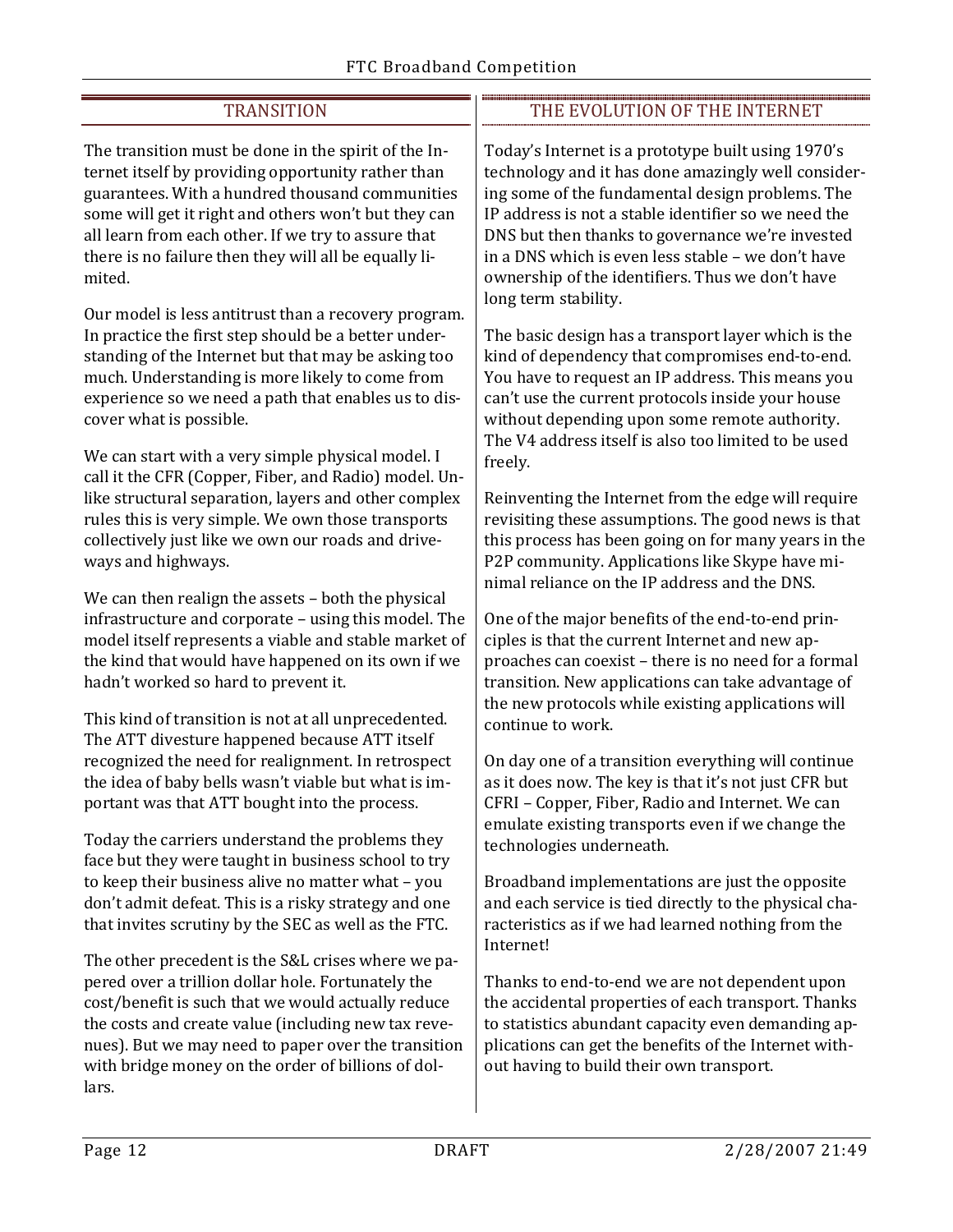## TRANSITION

The transition must be done in the spirit of the Internet itself by providing opportunity rather than guarantees. With a hundred thousand communities some will get it right and others won't but they can all learn from each other. If we try to assure that there is no failure then they will all be equally limited.

Our model is less antitrust than a recovery program. In practice the first step should be a better understanding of the Internet but that may be asking too much. Understanding is more likely to come from experience so we need a path that enables us to discover what is possible.

We can start with a very simple physical model. I call it the CFR (Copper, Fiber, and Radio) model. Unlike structural separation, layers and other complex rules this is very simple. We own those transports collectively just like we own our roads and driveways and highways.

We can then realign the assets – both the physical infrastructure and corporate – using this model. The model itself represents a viable and stable market of the kind that would have happened on its own if we hadn't worked so hard to prevent it.

This kind of transition is not at all unprecedented. The ATT divesture happened because ATT itself recognized the need for realignment. In retrospect the idea of baby bells wasn't viable but what is important was that ATT bought into the process.

Today the carriers understand the problems they face but they were taught in business school to try to keep their business alive no matter what – you don't admit defeat. This is a risky strategy and one that invites scrutiny by the SEC as well as the FTC.

The other precedent is the S&L crises where we papered over a trillion dollar hole. Fortunately the cost/benefit is such that we would actually reduce the costs and create value (including new tax revenues). But we may need to paper over the transition with bridge money on the order of billions of dollars.

## THE EVOLUTION OF THE INTERNET

Today's Internet is a prototype built using 1970's technology and it has done amazingly well considering some of the fundamental design problems. The IP address is not a stable identifier so we need the DNS but then thanks to governance we're invested in a DNS which is even less stable – we don't have ownership of the identifiers. Thus we don't have long term stability.

The basic design has a transport layer which is the kind of dependency that compromises end-to-end. You have to request an IP address. This means you can't use the current protocols inside your house without depending upon some remote authority. The V4 address itself is also too limited to be used freely.

Reinventing the Internet from the edge will require revisiting these assumptions. The good news is that this process has been going on for many years in the P2P community. Applications like Skype have minimal reliance on the IP address and the DNS.

One of the major benefits of the end-to-end principles is that the current Internet and new approaches can coexist – there is no need for a formal transition. New applications can take advantage of the new protocols while existing applications will continue to work.

On day one of a transition everything will continue as it does now. The key is that it's not just CFR but CFRI – Copper, Fiber, Radio and Internet. We can emulate existing transports even if we change the technologies underneath.

Broadband implementations are just the opposite and each service is tied directly to the physical characteristics as if we had learned nothing from the Internet!

Thanks to end-to-end we are not dependent upon the accidental properties of each transport. Thanks to statistics abundant capacity even demanding applications can get the benefits of the Internet without having to build their own transport.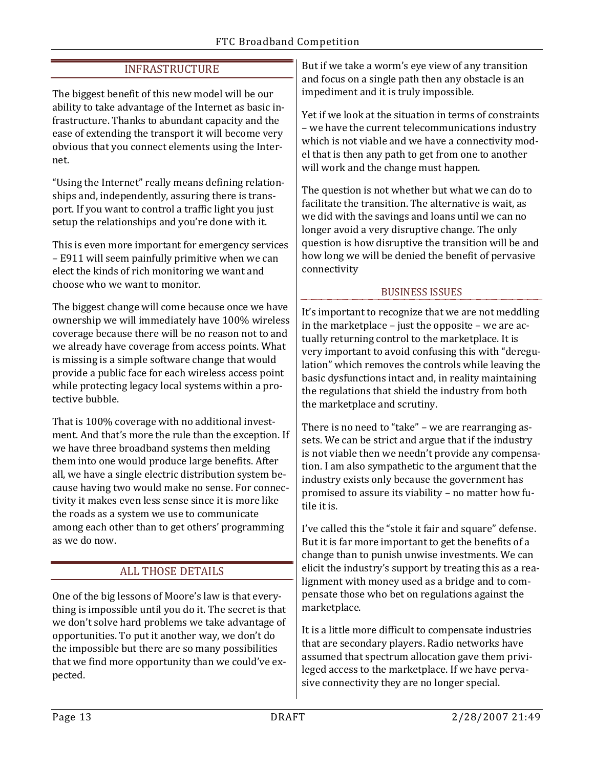## INFRASTRUCTURE

The biggest benefit of this new model will be our ability to take advantage of the Internet as basic infrastructure. Thanks to abundant capacity and the ease of extending the transport it will become very obvious that you connect elements using the Internet.

"Using the Internet" really means defining relationships and, independently, assuring there is transport. If you want to control a traffic light you just setup the relationships and you're done with it.

This is even more important for emergency services – E911 will seem painfully primitive when we can elect the kinds of rich monitoring we want and choose who we want to monitor.

The biggest change will come because once we have ownership we will immediately have 100% wireless coverage because there will be no reason not to and we already have coverage from access points. What is missing is a simple software change that would provide a public face for each wireless access point while protecting legacy local systems within a protective bubble.

That is 100% coverage with no additional investment. And that's more the rule than the exception. If we have three broadband systems then melding them into one would produce large benefits. After all, we have a single electric distribution system because having two would make no sense. For connectivity it makes even less sense since it is more like the roads as a system we use to communicate among each other than to get others' programming as we do now.

## ALL THOSE DETAILS

One of the big lessons of Moore's law is that everything is impossible until you do it. The secret is that we don't solve hard problems we take advantage of opportunities. To put it another way, we don't do the impossible but there are so many possibilities that we find more opportunity than we could've expected.

But if we take a worm's eye view of any transition and focus on a single path then any obstacle is an impediment and it is truly impossible.

Yet if we look at the situation in terms of constraints – we have the current telecommunications industry which is not viable and we have a connectivity model that is then any path to get from one to another will work and the change must happen.

The question is not whether but what we can do to facilitate the transition. The alternative is wait, as we did with the savings and loans until we can no longer avoid a very disruptive change. The only question is how disruptive the transition will be and how long we will be denied the benefit of pervasive connectivity

### BUSINESS ISSUES

It's important to recognize that we are not meddling in the marketplace – just the opposite – we are actually returning control to the marketplace. It is very important to avoid confusing this with "deregulation" which removes the controls while leaving the basic dysfunctions intact and, in reality maintaining the regulations that shield the industry from both the marketplace and scrutiny.

There is no need to "take" – we are rearranging assets. We can be strict and argue that if the industry is not viable then we needn't provide any compensation. I am also sympathetic to the argument that the industry exists only because the government has promised to assure its viability – no matter how futile it is.

I've called this the "stole it fair and square" defense. But it is far more important to get the benefits of a change than to punish unwise investments. We can elicit the industry's support by treating this as a realignment with money used as a bridge and to compensate those who bet on regulations against the marketplace.

It is a little more difficult to compensate industries that are secondary players. Radio networks have assumed that spectrum allocation gave them privileged access to the marketplace. If we have pervasive connectivity they are no longer special.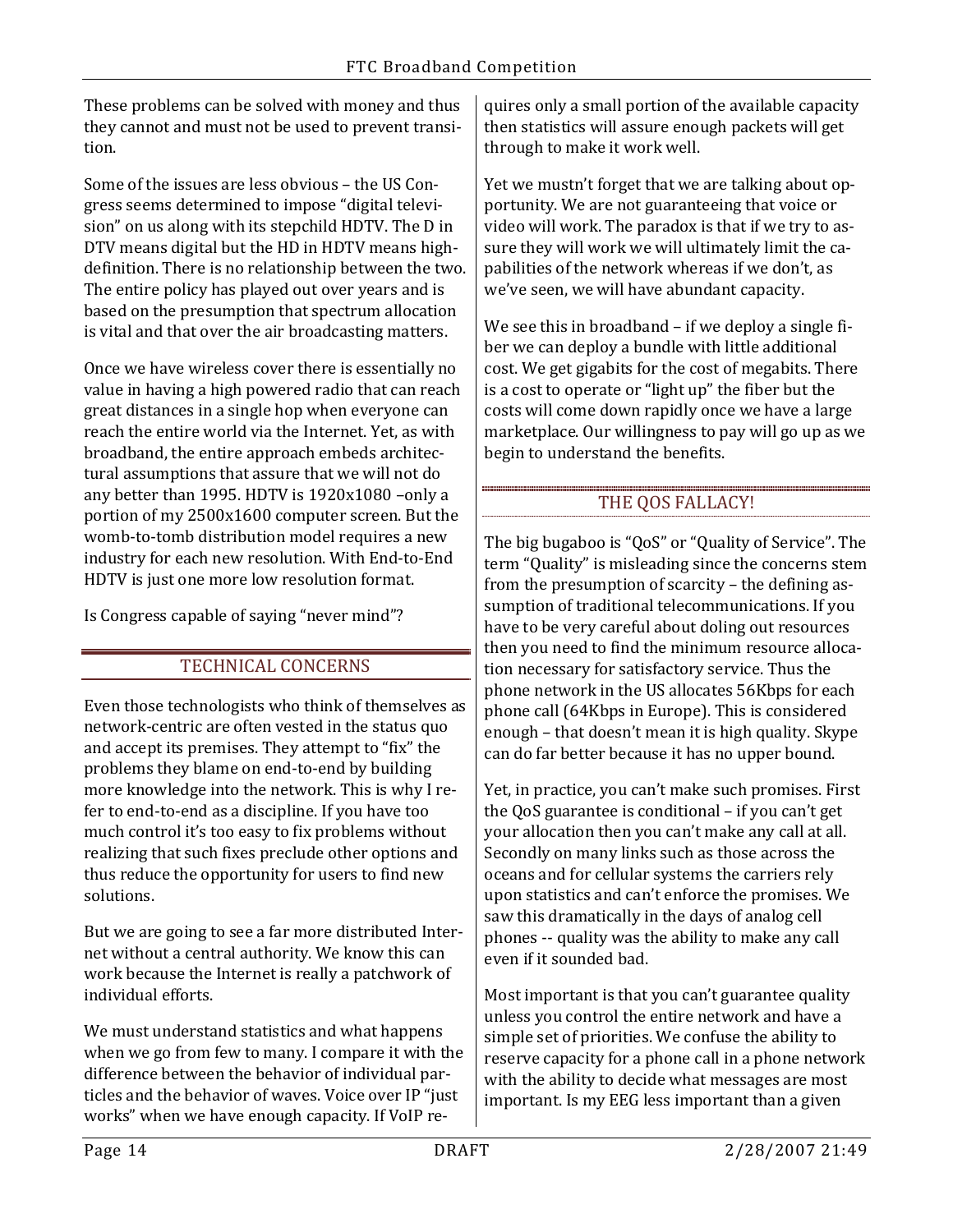These problems can be solved with money and thus they cannot and must not be used to prevent transition.

Some of the issues are less obvious – the US Congress seems determined to impose "digital television" on us along with its stepchild HDTV. The D in DTV means digital but the HD in HDTV means high-definition. There is no relationship between the two. The entire policy has played out over years and is based on the presumption that spectrum allocation is vital and that over the air broadcasting matters.

Once we have wireless cover there is essentially no value in having a high powered radio that can reach great distances in a single hop when everyone can reach the entire world via the Internet. Yet, as with broadband, the entire approach embeds architectural assumptions that assure that we will not do any better than 1995. HDTV is 1920x1080 –only a portion of my 2500x1600 computer screen. But the womb-to-tomb distribution model requires a new industry for each new resolution. With End-to-End HDTV is just one more low resolution format.

Is Congress capable of saying "never mind"?

## TECHNICAL CONCERNS

Even those technologists who think of themselves as network-centric are often vested in the status quo and accept its premises. They attempt to "fix" the problems they blame on end-to-end by building more knowledge into the network. This is why I refer to end-to-end as a discipline. If you have too much control it's too easy to fix problems without realizing that such fixes preclude other options and thus reduce the opportunity for users to find new solutions.

But we are going to see a far more distributed Internet without a central authority. We know this can work because the Internet is really a patchwork of individual efforts.

We must understand statistics and what happens when we go from few to many. I compare it with the difference between the behavior of individual particles and the behavior of waves. Voice over IP "just works" when we have enough capacity. If VoIP requires only a small portion of the available capacity then statistics will assure enough packets will get through to make it work well.

Yet we mustn't forget that we are talking about opportunity. We are not guaranteeing that voice or video will work. The paradox is that if we try to assure they will work we will ultimately limit the capabilities of the network whereas if we don't, as we've seen, we will have abundant capacity.

We see this in broadband – if we deploy a single fiber we can deploy a bundle with little additional cost. We get gigabits for the cost of megabits. There is a cost to operate or "light up" the fiber but the costs will come down rapidly once we have a large marketplace. Our willingness to pay will go up as we begin to understand the benefits.

## THE QOS FALLACY!

The big bugaboo is "QoS" or "Quality of Service". The term "Quality" is misleading since the concerns stem from the presumption of scarcity – the defining assumption of traditional telecommunications. If you have to be very careful about doling out resources then you need to find the minimum resource allocation necessary for satisfactory service. Thus the phone network in the US allocates 56Kbps for each phone call (64Kbps in Europe). This is considered enough – that doesn't mean it is high quality. Skype can do far better because it has no upper bound.

Yet, in practice, you can't make such promises. First the QoS guarantee is conditional – if you can't get your allocation then you can't make any call at all. Secondly on many links such as those across the oceans and for cellular systems the carriers rely upon statistics and can't enforce the promises. We saw this dramatically in the days of analog cell phones -- quality was the ability to make any call even if it sounded bad.

Most important is that you can't guarantee quality unless you control the entire network and have a simple set of priorities. We confuse the ability to reserve capacity for a phone call in a phone network with the ability to decide what messages are most important. Is my EEG less important than a given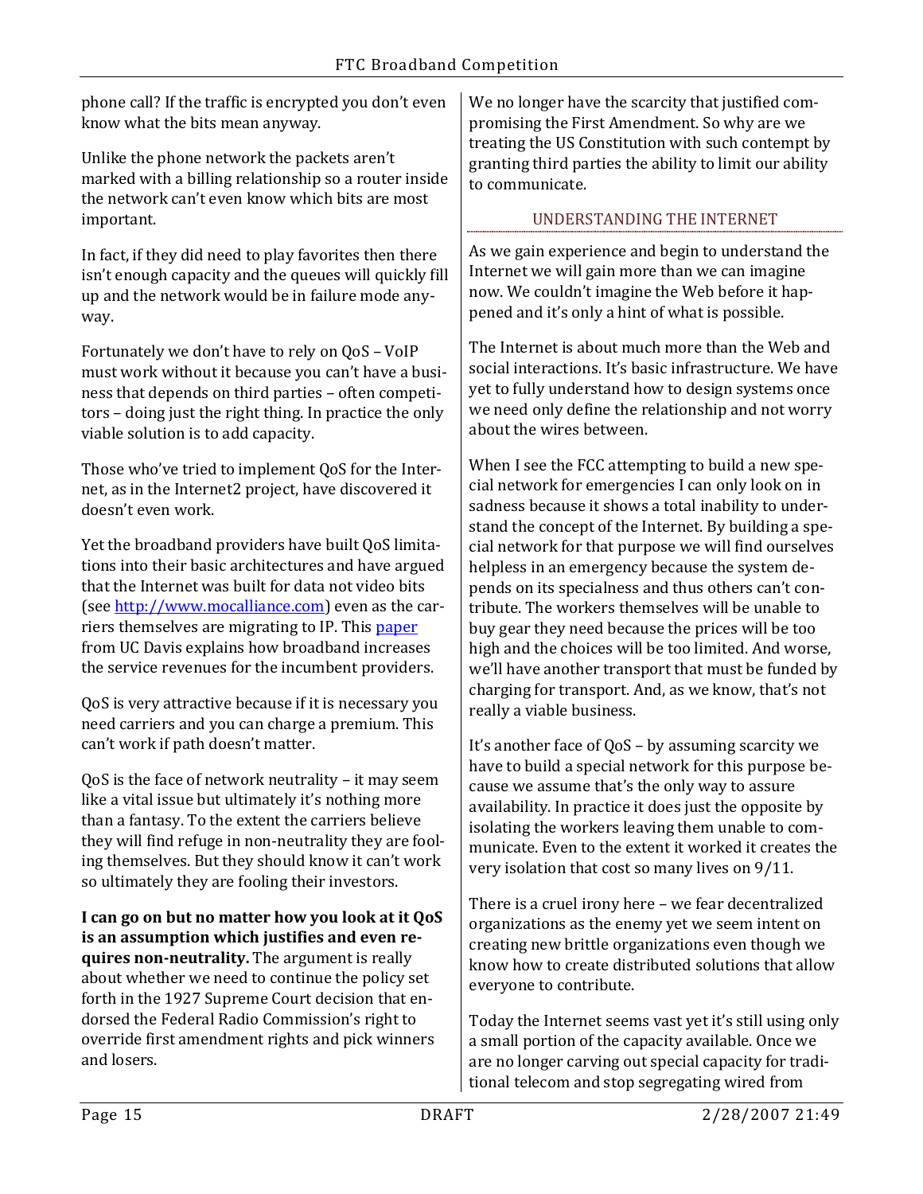phone call? If the traffic is encrypted you don't even know what the bits mean anyway.

Unlike the phone network the packets aren't marked with a billing relationship so a router inside the network can't even know which bits are most important.

In fact, if they did need to play favorites then there isn't enough capacity and the queues will quickly fill up and the network would be in failure mode anyway.

Fortunately we don't have to rely on QoS – VoIP must work without it because you can't have a business that depends on third parties – often competitors – doing just the right thing. In practice the only viable solution is to add capacity.

Those who've tried to implement QoS for the Internet, as in the Internet2 project, have discovered it doesn't even work.

Yet the broadband providers have built QoS limitations into their basic architectures and have argued that the Internet was built for data not video bits (see [http://www.mocalliance.com](http://www.mocalliance.com)) even as the carriers themselves are migrating to IP. This paper from UC Davis explains how broadband increases the service revenues for the incumbent providers.

QoS is very attractive because if it is necessary you need carriers and you can charge a premium. This can't work if path doesn't matter.

QoS is the face of network neutrality – it may seem like a vital issue but ultimately it's nothing more than a fantasy. To the extent the carriers believe they will find refuge in non-neutrality they are fooling themselves. But they should know it can't work so ultimately they are fooling their investors.

**I can go on but no matter how you look at it QoS is an assumption which justifies and even requires non-neutrality.** The argument is really about whether we need to continue the policy set forth in the 1927 Supreme Court decision that endorsed the Federal Radio Commission's right to override first amendment rights and pick winners and losers.

We no longer have the scarcity that justified compromising the First Amendment. So why are we treating the US Constitution with such contempt by granting third parties the ability to limit our ability to communicate.

## UNDERSTANDING THE INTERNET

As we gain experience and begin to understand the Internet we will gain more than we can imagine now. We couldn't imagine the Web before it happened and it's only a hint of what is possible.

The Internet is about much more than the Web and social interactions. It's basic infrastructure. We have yet to fully understand how to design systems once we need only define the relationship and not worry about the wires between.

When I see the FCC attempting to build a new special network for emergencies I can only look on in sadness because it shows a total inability to understand the concept of the Internet. By building a special network for that purpose we will find ourselves helpless in an emergency because the system depends on its specialness and thus others can't contribute. The workers themselves will be unable to buy gear they need because the prices will be too high and the choices will be too limited. And worse, we'll have another transport that must be funded by charging for transport. And, as we know, that's not really a viable business.

It's another face of QoS – by assuming scarcity we have to build a special network for this purpose because we assume that's the only way to assure availability. In practice it does just the opposite by isolating the workers leaving them unable to communicate. Even to the extent it worked it creates the very isolation that cost so many lives on 9/11.

There is a cruel irony here – we fear decentralized organizations as the enemy yet we seem intent on creating new brittle organizations even though we know how to create distributed solutions that allow everyone to contribute.

Today the Internet seems vast yet it's still using only a small portion of the capacity available. Once we are no longer carving out special capacity for traditional telecom and stop segregating wired from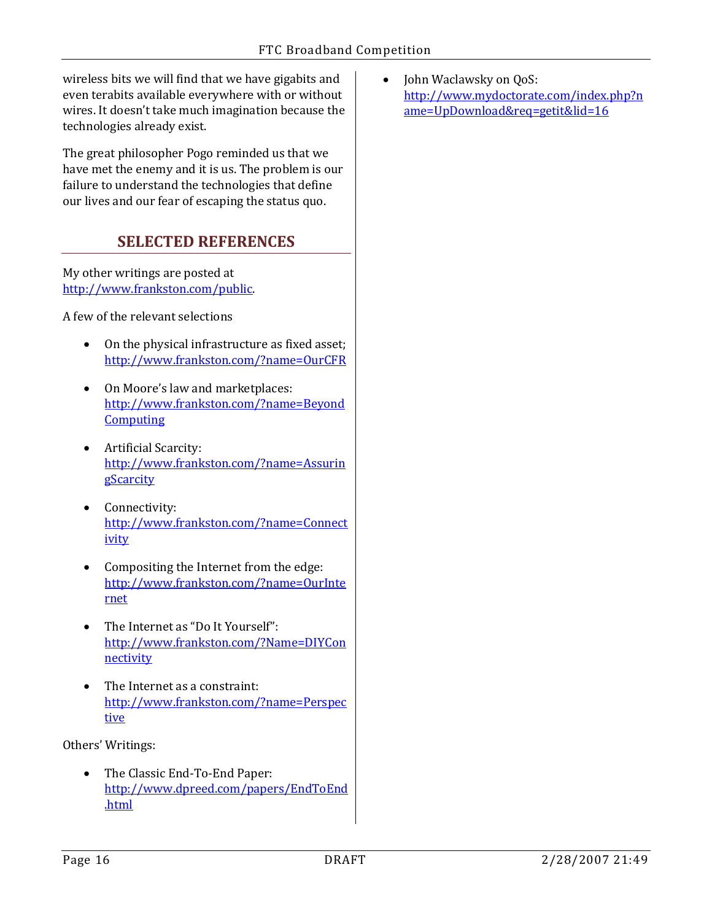wireless bits we will find that we have gigabits and even terabits available everywhere with or without wires. It doesn't take much imagination because the technologies already exist.

The great philosopher Pogo reminded us that we have met the enemy and it is us. The problem is our failure to understand the technologies that define our lives and our fear of escaping the status quo.

## SELECTED REFERENCES

My other writings are posted at http://www.frankston.com/public.

A few of the relevant selections

- On the physical infrastructure as fixed asset; http://www.frankston.com/?name=OurCFR
- On Moore's law and marketplaces: http://www.frankston.com/?name=BeyondComputing
- Artificial Scarcity: http://www.frankston.com/?name=AssuringScarcity
- Connectivity: http://www.frankston.com/?name=Connectivity
- Compositing the Internet from the edge: http://www.frankston.com/?name=OurInternet
- The Internet as "Do It Yourself": http://www.frankston.com/?Name=DIYConnectivity
- The Internet as a constraint: http://www.frankston.com/?name=Perspective

Others' Writings:

- The Classic End-To-End Paper: http://www.dpreed.com/papers/EndToEnd.html
- John Waclawsky on QoS: http://www.mydoctorate.com/index.php?name=UpDownload&req=getit&lid=16